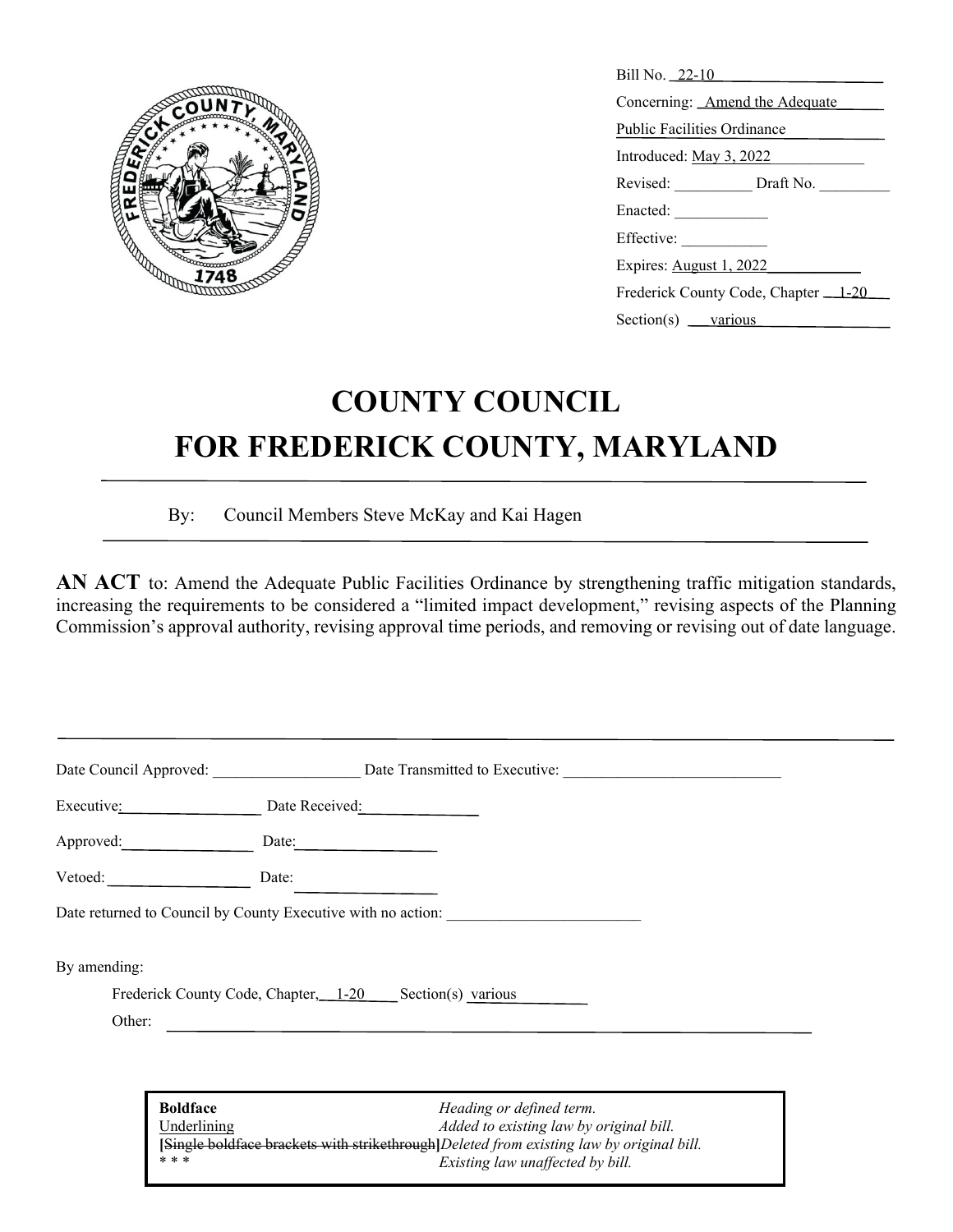Bill No. 22-10

Concerning: Amend the Adequate Public Facilities Ordinance

Introduced: May 3, 2022

Revised: __________ Draft No. _________

Enacted: ____________

Effective: ___________

Expires: August 1, 2022

Frederick County Code, Chapter 1-20

Section(s) various

# COUNTY COUNCIL
# FOR FREDERICK COUNTY, MARYLAND

By: Council Members Steve McKay and Kai Hagen

**AN ACT** to: Amend the Adequate Public Facilities Ordinance by strengthening traffic mitigation standards, increasing the requirements to be considered a "limited impact development," revising aspects of the Planning Commission's approval authority, revising approval time periods, and removing or revising out of date language.

Date Council Approved: ___________________ Date Transmitted to Executive: ____________________________

Executive: __________________ Date Received: _______________

Approved: _________________ Date: __________________

Vetoed: __________________ Date: __________________

Date returned to Council by County Executive with no action: _________________________

By amending:

Frederick County Code, Chapter, 1-20 Section(s) various

Other: ____________________________________________

| | |
|---|---|
| **Boldface** | *Heading or defined term.* |
| Underlining | *Added to existing law by original bill.* |
| **[**~~Single boldface brackets with strikethrough~~**]** | *Deleted from existing law by original bill.* |
| * * * | *Existing law unaffected by bill.* |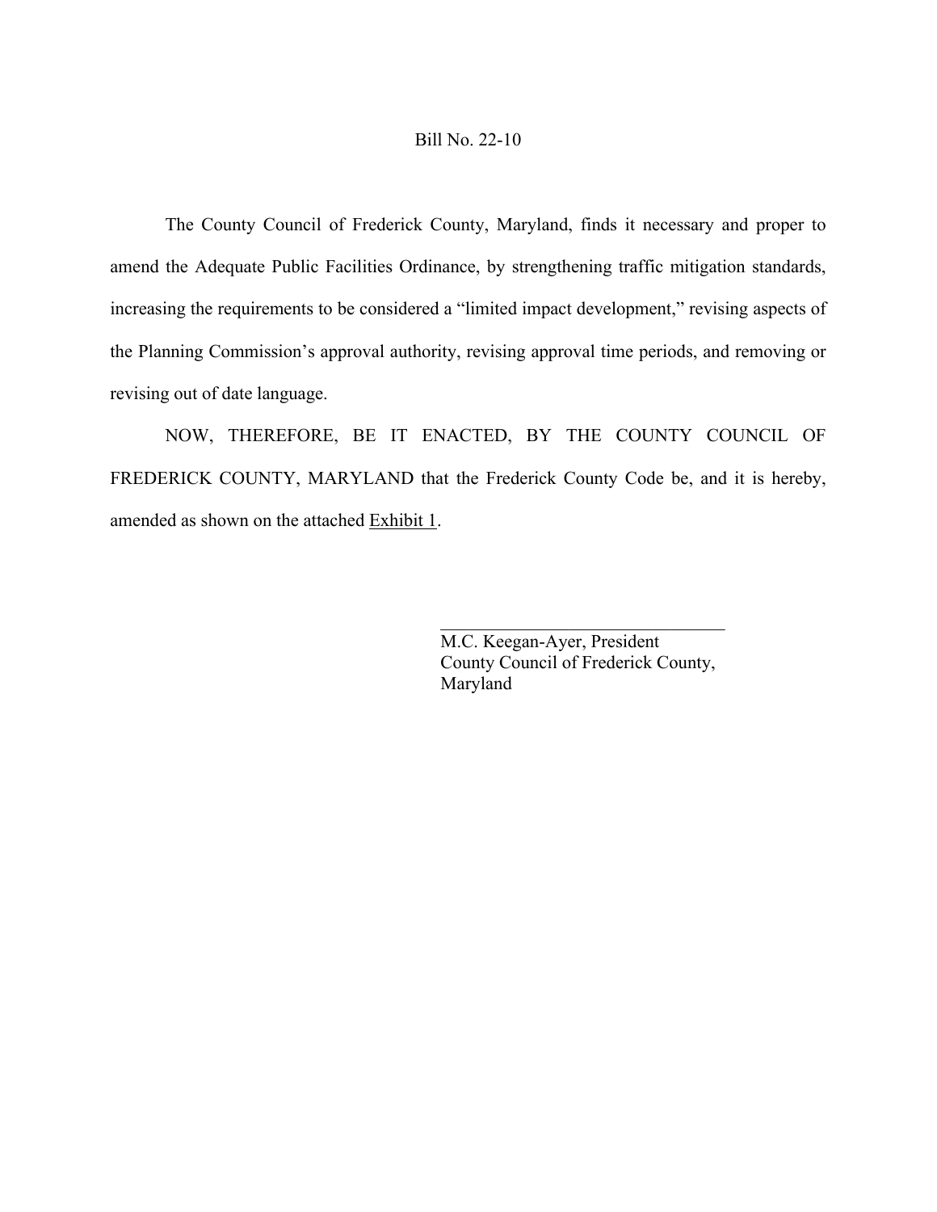Bill No. 22-10

The County Council of Frederick County, Maryland, finds it necessary and proper to amend the Adequate Public Facilities Ordinance, by strengthening traffic mitigation standards, increasing the requirements to be considered a "limited impact development," revising aspects of the Planning Commission's approval authority, revising approval time periods, and removing or revising out of date language.

NOW, THEREFORE, BE IT ENACTED, BY THE COUNTY COUNCIL OF FREDERICK COUNTY, MARYLAND that the Frederick County Code be, and it is hereby, amended as shown on the attached <u>Exhibit 1</u>.

\_\_\_\_\_\_\_\_\_\_\_\_\_\_\_\_\_\_\_\_\_\_\_\_\_\_\_\_\_\_\_\_

M.C. Keegan-Ayer, President
County Council of Frederick County,
Maryland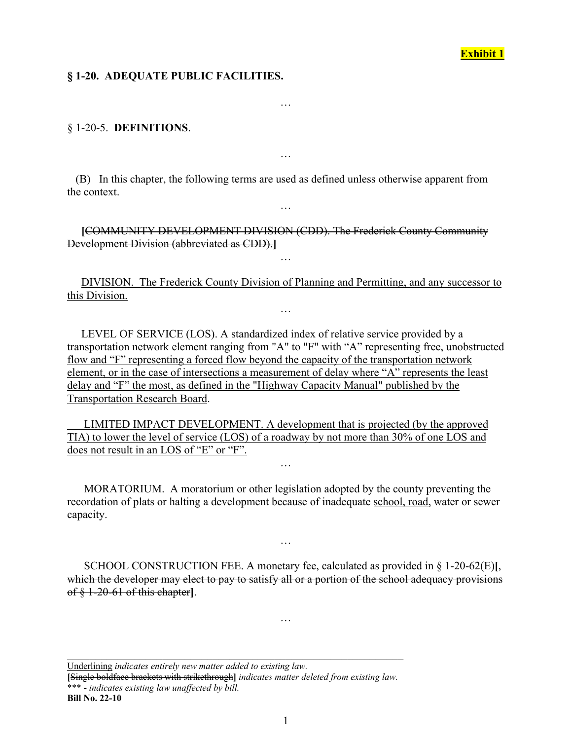**Exhibit 1**

**§ 1-20. ADEQUATE PUBLIC FACILITIES.**

…

§ 1-20-5. **DEFINITIONS**.

…

(B) In this chapter, the following terms are used as defined unless otherwise apparent from the context.

…

**[**~~COMMUNITY DEVELOPMENT DIVISION (CDD). The Frederick County Community Development Division (abbreviated as CDD).~~**]**

…

<u>DIVISION. The Frederick County Division of Planning and Permitting, and any successor to this Division.</u>

…

LEVEL OF SERVICE (LOS). A standardized index of relative service provided by a transportation network element ranging from "A" to "F"<u> with "A" representing free, unobstructed flow and "F" representing a forced flow beyond the capacity of the transportation network element, or in the case of intersections a measurement of delay where "A" represents the least delay and "F" the most, as defined in the "Highway Capacity Manual" published by the Transportation Research Board</u>.

<u>LIMITED IMPACT DEVELOPMENT. A development that is projected (by the approved TIA) to lower the level of service (LOS) of a roadway by not more than 30% of one LOS and does not result in an LOS of "E" or "F".</u>

…

MORATORIUM. A moratorium or other legislation adopted by the county preventing the recordation of plats or halting a development because of inadequate <u>school, road,</u> water or sewer capacity.

…

SCHOOL CONSTRUCTION FEE. A monetary fee, calculated as provided in § 1-20-62(E)**[**~~, which the developer may elect to pay to satisfy all or a portion of the school adequacy provisions of § 1-20-61 of this chapter~~**]**.

…

<u>Underlining</u> *indicates entirely new matter added to existing law.*
**[**~~Single boldface brackets with strikethrough~~**]** *indicates matter deleted from existing law.*
*** - *indicates existing law unaffected by bill.*
**Bill No. 22-10**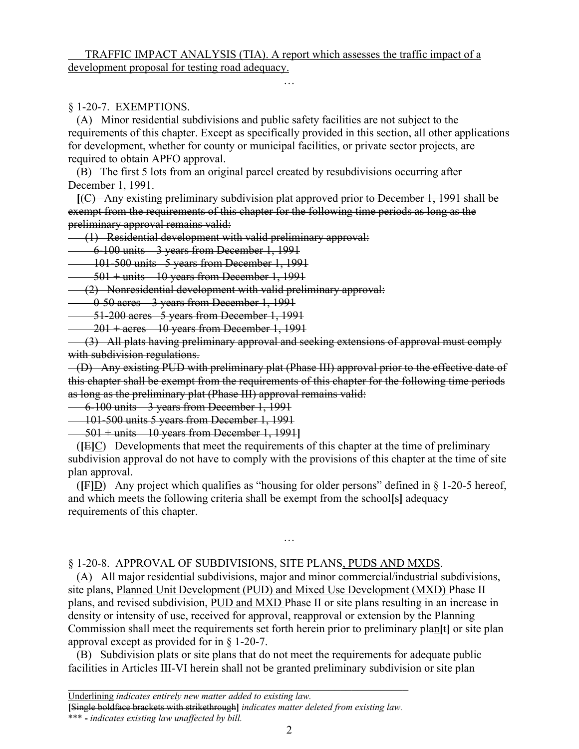<u>TRAFFIC IMPACT ANALYSIS (TIA). A report which assesses the traffic impact of a development proposal for testing road adequacy.</u>

…

§ 1-20-7. EXEMPTIONS.

(A) Minor residential subdivisions and public safety facilities are not subject to the requirements of this chapter. Except as specifically provided in this section, all other applications for development, whether for county or municipal facilities, or private sector projects, are required to obtain APFO approval.

(B) The first 5 lots from an original parcel created by resubdivisions occurring after December 1, 1991.

**[**~~(C) Any existing preliminary subdivision plat approved prior to December 1, 1991 shall be exempt from the requirements of this chapter for the following time periods as long as the preliminary approval remains valid:~~

~~(1) Residential development with valid preliminary approval:~~

~~6-100 units 3 years from December 1, 1991~~

~~101-500 units 5 years from December 1, 1991~~

~~501 + units 10 years from December 1, 1991~~

~~(2) Nonresidential development with valid preliminary approval:~~

~~0-50 acres 3 years from December 1, 1991~~

~~51-200 acres 5 years from December 1, 1991~~

~~201 + acres 10 years from December 1, 1991~~

~~(3) All plats having preliminary approval and seeking extensions of approval must comply with subdivision regulations.~~

~~(D) Any existing PUD with preliminary plat (Phase III) approval prior to the effective date of this chapter shall be exempt from the requirements of this chapter for the following time periods as long as the preliminary plat (Phase III) approval remains valid:~~

~~6-100 units 3 years from December 1, 1991~~

~~101-500 units 5 years from December 1, 1991~~

~~501 + units 10 years from December 1, 1991~~**]**

(**[**~~E~~**]**<u>C</u>) Developments that meet the requirements of this chapter at the time of preliminary subdivision approval do not have to comply with the provisions of this chapter at the time of site plan approval.

(**[**~~F~~**]**<u>D</u>) Any project which qualifies as "housing for older persons" defined in § 1-20-5 hereof, and which meets the following criteria shall be exempt from the school**[**~~s~~**]** adequacy requirements of this chapter.

…

§ 1-20-8. APPROVAL OF SUBDIVISIONS, SITE PLANS<u>, PUDS AND MXDS</u>.

(A) All major residential subdivisions, major and minor commercial/industrial subdivisions, site plans, <u>Planned Unit Development (PUD) and Mixed Use Development (MXD)</u> Phase II plans, and revised subdivision, <u>PUD and MXD</u> Phase II or site plans resulting in an increase in density or intensity of use, received for approval, reapproval or extension by the Planning Commission shall meet the requirements set forth herein prior to preliminary pla<u>n</u>**[**~~t~~**]** or site plan approval except as provided for in § 1-20-7.

(B) Subdivision plats or site plans that do not meet the requirements for adequate public facilities in Articles III-VI herein shall not be granted preliminary subdivision or site plan

---

<u>Underlining</u> *indicates entirely new matter added to existing law.*
**[**~~Single boldface brackets with strikethrough~~**]** *indicates matter deleted from existing law.*
*** - *indicates existing law unaffected by bill.*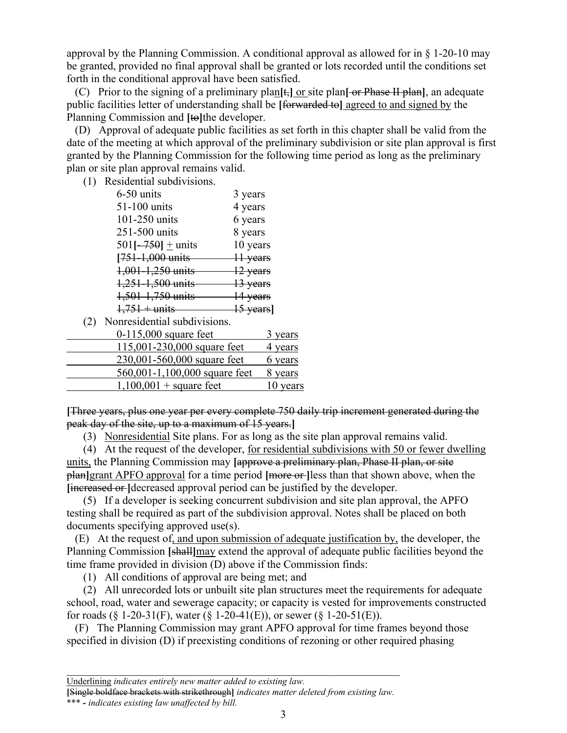approval by the Planning Commission. A conditional approval as allowed for in § 1-20-10 may be granted, provided no final approval shall be granted or lots recorded until the conditions set forth in the conditional approval have been satisfied.

(C) Prior to the signing of a preliminary plan**[**~~t,~~**]** <u>or</u> site plan**[**~~ or Phase II plan~~**]**, an adequate public facilities letter of understanding shall be **[**~~forwarded to~~**]** <u>agreed to and signed by</u> the Planning Commission and **[**~~to~~**]**the developer.

(D) Approval of adequate public facilities as set forth in this chapter shall be valid from the date of the meeting at which approval of the preliminary subdivision or site plan approval is first granted by the Planning Commission for the following time period as long as the preliminary plan or site plan approval remains valid.

(1) Residential subdivisions.

| | |
|---|---|
| 6-50 units | 3 years |
| 51-100 units | 4 years |
| 101-250 units | 6 years |
| 251-500 units | 8 years |
| 501**[**~~-750~~**]** <u>+</u> units | 10 years |
| **[**~~751-1,000 units~~ | ~~11 years~~ |
| ~~1,001-1,250 units~~ | ~~12 years~~ |
| ~~1,251-1,500 units~~ | ~~13 years~~ |
| ~~1,501-1,750 units~~ | ~~14 years~~ |
| ~~1,751 + units~~ | ~~15 years~~**]** |

(2) Nonresidential subdivisions.

| | |
|---|---|
| <u>0-115,000 square feet</u> | <u>3 years</u> |
| <u>115,001-230,000 square feet</u> | <u>4 years</u> |
| <u>230,001-560,000 square feet</u> | <u>6 years</u> |
| <u>560,001-1,100,000 square feet</u> | <u>8 years</u> |
| <u>1,100,001 + square feet</u> | <u>10 years</u> |

**[**~~Three years, plus one year per every complete 750 daily trip increment generated during the peak day of the site, up to a maximum of 15 years.~~**]**

(3) <u>Nonresidential</u> Site plans. For as long as the site plan approval remains valid.

(4) At the request of the developer, <u>for residential subdivisions with 50 or fewer dwelling units,</u> the Planning Commission may **[**~~approve a preliminary plan, Phase II plan, or site plan~~**]**<u>grant APFO approval</u> for a time period **[**~~more or~~ **]**less than that shown above, when the **[**~~increased or~~ **]**decreased approval period can be justified by the developer.

(5) If a developer is seeking concurrent subdivision and site plan approval, the APFO testing shall be required as part of the subdivision approval. Notes shall be placed on both documents specifying approved use(s).

(E) At the request of<u>, and upon submission of adequate justification by,</u> the developer, the Planning Commission **[**~~shall~~**]**<u>may</u> extend the approval of adequate public facilities beyond the time frame provided in division (D) above if the Commission finds:

(1) All conditions of approval are being met; and

(2) All unrecorded lots or unbuilt site plan structures meet the requirements for adequate school, road, water and sewerage capacity; or capacity is vested for improvements constructed for roads (§ 1-20-31(F), water (§ 1-20-41(E)), or sewer (§ 1-20-51(E)).

(F) The Planning Commission may grant APFO approval for time frames beyond those specified in division (D) if preexisting conditions of rezoning or other required phasing

---

<u>Underlining</u> *indicates entirely new matter added to existing law.*
**[**~~Single boldface brackets with strikethrough~~**]** *indicates matter deleted from existing law.*
\*\*\* **-** *indicates existing law unaffected by bill.*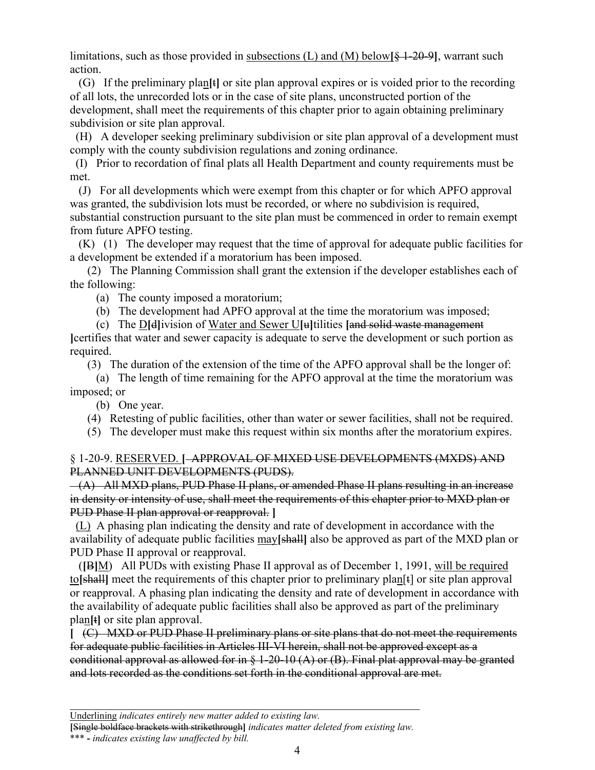limitations, such as those provided in <u>subsections (L) and (M) below</u>**[**~~§ 1-20-9~~**]**, warrant such action.

(G) If the preliminary pla<u>n</u>**[**~~t~~**]** or site plan approval expires or is voided prior to the recording of all lots, the unrecorded lots or in the case of site plans, unconstructed portion of the development, shall meet the requirements of this chapter prior to again obtaining preliminary subdivision or site plan approval.

(H) A developer seeking preliminary subdivision or site plan approval of a development must comply with the county subdivision regulations and zoning ordinance.

(I) Prior to recordation of final plats all Health Department and county requirements must be met.

(J) For all developments which were exempt from this chapter or for which APFO approval was granted, the subdivision lots must be recorded, or where no subdivision is required, substantial construction pursuant to the site plan must be commenced in order to remain exempt from future APFO testing.

(K) (1) The developer may request that the time of approval for adequate public facilities for a development be extended if a moratorium has been imposed.

(2) The Planning Commission shall grant the extension if the developer establishes each of the following:

(a) The county imposed a moratorium;

(b) The development had APFO approval at the time the moratorium was imposed;

(c) The <u>D</u>**[**~~d~~**]**ivision of <u>Water and Sewer U</u>**[**~~u~~**]**tilities **[**~~and solid waste management~~ **]**certifies that water and sewer capacity is adequate to serve the development or such portion as required.

(3) The duration of the extension of the time of the APFO approval shall be the longer of:

(a) The length of time remaining for the APFO approval at the time the moratorium was imposed; or

(b) One year.

(4) Retesting of public facilities, other than water or sewer facilities, shall not be required.

(5) The developer must make this request within six months after the moratorium expires.

§ 1-20-9. <u>RESERVED.</u> **[** ~~APPROVAL OF MIXED USE DEVELOPMENTS (MXDS) AND PLANNED UNIT DEVELOPMENTS (PUDS).~~

~~(A) All MXD plans, PUD Phase II plans, or amended Phase II plans resulting in an increase in density or intensity of use, shall meet the requirements of this chapter prior to MXD plan or PUD Phase II plan approval or reapproval.~~ **]**

<u>(L)</u> A phasing plan indicating the density and rate of development in accordance with the availability of adequate public facilities <u>may</u>**[**~~shall~~**]** also be approved as part of the MXD plan or PUD Phase II approval or reapproval.

(**[**~~B~~**]**<u>M</u>) All PUDs with existing Phase II approval as of December 1, 1991, <u>will be required to</u>**[**~~shall~~**]** meet the requirements of this chapter prior to preliminary pla<u>n</u>[~~t~~] or site plan approval or reapproval. A phasing plan indicating the density and rate of development in accordance with the availability of adequate public facilities shall also be approved as part of the preliminary pla<u>n</u>**[**~~t~~**]** or site plan approval.

**[** ~~(C) MXD or PUD Phase II preliminary plans or site plans that do not meet the requirements for adequate public facilities in Articles III-VI herein, shall not be approved except as a conditional approval as allowed for in § 1-20-10 (A) or (B). Final plat approval may be granted and lots recorded as the conditions set forth in the conditional approval are met.~~

---

<u>Underlining</u> *indicates entirely new matter added to existing law.*
**[**~~Single boldface brackets with strikethrough~~**]** *indicates matter deleted from existing law.*
\*\*\* **-** *indicates existing law unaffected by bill.*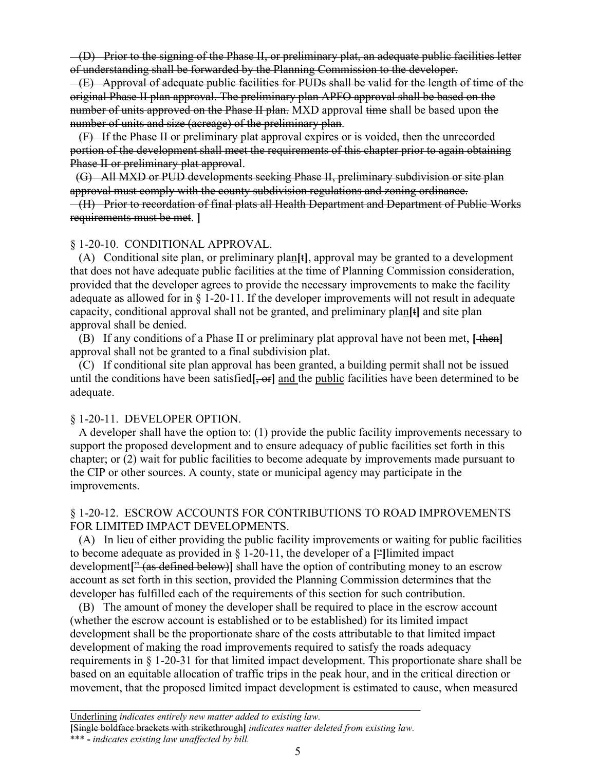~~(D) Prior to the signing of the Phase II, or preliminary plat, an adequate public facilities letter of understanding shall be forwarded by the Planning Commission to the developer.~~

~~(E) Approval of adequate public facilities for PUDs shall be valid for the length of time of the original Phase II plan approval. The preliminary plan APFO approval shall be based on the number of units approved on the Phase II plan.~~ MXD approval ~~time~~ shall be based upon ~~the number of units and size (acreage) of the preliminary plan~~.

~~(F) If the Phase II or preliminary plat approval expires or is voided, then the unrecorded portion of the development shall meet the requirements of this chapter prior to again obtaining Phase II or preliminary plat approva~~l.

~~(G) All MXD or PUD developments seeking Phase II, preliminary subdivision or site plan approval must comply with the county subdivision regulations and zoning ordinance.~~

~~(H) Prior to recordation of final plats all Health Department and Department of Public Works requirements must be met~~. **]**

§ 1-20-10. CONDITIONAL APPROVAL.

(A) Conditional site plan, or preliminary pla<u>n</u>**[**~~t~~**]**, approval may be granted to a development that does not have adequate public facilities at the time of Planning Commission consideration, provided that the developer agrees to provide the necessary improvements to make the facility adequate as allowed for in § 1-20-11. If the developer improvements will not result in adequate capacity, conditional approval shall not be granted, and preliminary plan<u>n</u>**[**~~t~~**]** and site plan approval shall be denied.

(B) If any conditions of a Phase II or preliminary plat approval have not been met, **[** ~~then~~**]** approval shall not be granted to a final subdivision plat.

(C) If conditional site plan approval has been granted, a building permit shall not be issued until the conditions have been satisfied**[**~~, or~~**]** <u>and</u> the <u>public</u> facilities have been determined to be adequate.

§ 1-20-11. DEVELOPER OPTION.

A developer shall have the option to: (1) provide the public facility improvements necessary to support the proposed development and to ensure adequacy of public facilities set forth in this chapter; or (2) wait for public facilities to become adequate by improvements made pursuant to the CIP or other sources. A county, state or municipal agency may participate in the improvements.

§ 1-20-12. ESCROW ACCOUNTS FOR CONTRIBUTIONS TO ROAD IMPROVEMENTS FOR LIMITED IMPACT DEVELOPMENTS.

(A) In lieu of either providing the public facility improvements or waiting for public facilities to become adequate as provided in § 1-20-11, the developer of a **[**~~"~~**]**limited impact development**[**~~" (as defined below)~~**]** shall have the option of contributing money to an escrow account as set forth in this section, provided the Planning Commission determines that the developer has fulfilled each of the requirements of this section for such contribution.

(B) The amount of money the developer shall be required to place in the escrow account (whether the escrow account is established or to be established) for its limited impact development shall be the proportionate share of the costs attributable to that limited impact development of making the road improvements required to satisfy the roads adequacy requirements in § 1-20-31 for that limited impact development. This proportionate share shall be based on an equitable allocation of traffic trips in the peak hour, and in the critical direction or movement, that the proposed limited impact development is estimated to cause, when measured

<u>Underlining</u> *indicates entirely new matter added to existing law.*
**[**~~Single boldface brackets with strikethrough~~**]** *indicates matter deleted from existing law.*
\*\*\* **-** *indicates existing law unaffected by bill.*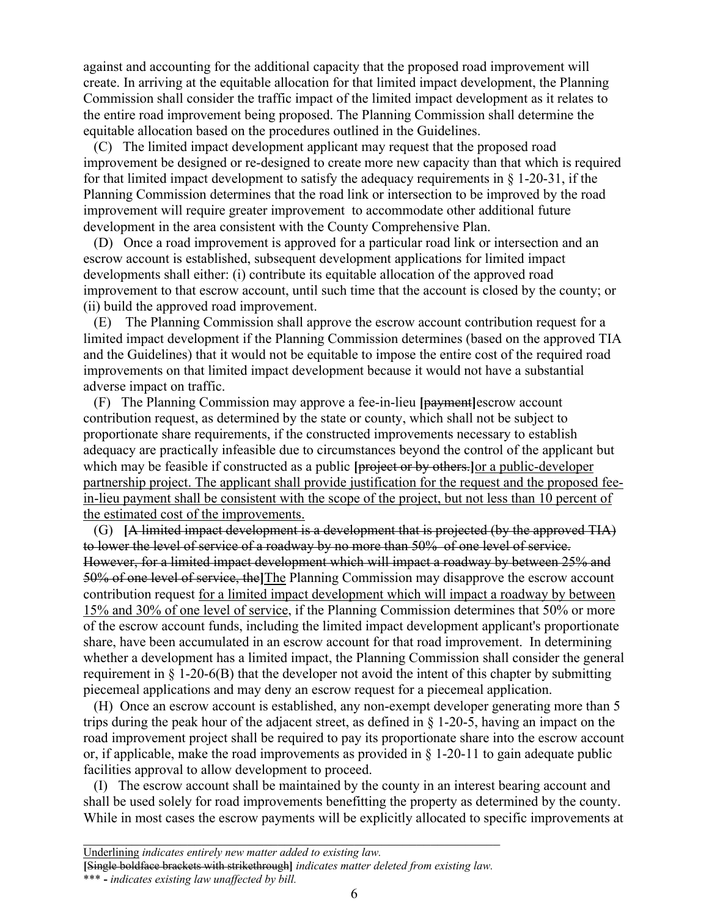against and accounting for the additional capacity that the proposed road improvement will create. In arriving at the equitable allocation for that limited impact development, the Planning Commission shall consider the traffic impact of the limited impact development as it relates to the entire road improvement being proposed. The Planning Commission shall determine the equitable allocation based on the procedures outlined in the Guidelines.

(C) The limited impact development applicant may request that the proposed road improvement be designed or re-designed to create more new capacity than that which is required for that limited impact development to satisfy the adequacy requirements in § 1-20-31, if the Planning Commission determines that the road link or intersection to be improved by the road improvement will require greater improvement to accommodate other additional future development in the area consistent with the County Comprehensive Plan.

(D) Once a road improvement is approved for a particular road link or intersection and an escrow account is established, subsequent development applications for limited impact developments shall either: (i) contribute its equitable allocation of the approved road improvement to that escrow account, until such time that the account is closed by the county; or (ii) build the approved road improvement.

(E) The Planning Commission shall approve the escrow account contribution request for a limited impact development if the Planning Commission determines (based on the approved TIA and the Guidelines) that it would not be equitable to impose the entire cost of the required road improvements on that limited impact development because it would not have a substantial adverse impact on traffic.

(F) The Planning Commission may approve a fee-in-lieu **[**~~payment~~**]**escrow account contribution request, as determined by the state or county, which shall not be subject to proportionate share requirements, if the constructed improvements necessary to establish adequacy are practically infeasible due to circumstances beyond the control of the applicant but which may be feasible if constructed as a public **[**~~project or by others.~~**]**<u>or a public-developer partnership project. The applicant shall provide justification for the request and the proposed fee-in-lieu payment shall be consistent with the scope of the project, but not less than 10 percent of the estimated cost of the improvements.</u>

(G) **[**~~A limited impact development is a development that is projected (by the approved TIA) to lower the level of service of a roadway by no more than 50% of one level of service. However, for a limited impact development which will impact a roadway by between 25% and 50% of one level of service, the~~**]**<u>The</u> Planning Commission may disapprove the escrow account contribution request <u>for a limited impact development which will impact a roadway by between 15% and 30% of one level of service</u>, if the Planning Commission determines that 50% or more of the escrow account funds, including the limited impact development applicant's proportionate share, have been accumulated in an escrow account for that road improvement. In determining whether a development has a limited impact, the Planning Commission shall consider the general requirement in § 1-20-6(B) that the developer not avoid the intent of this chapter by submitting piecemeal applications and may deny an escrow request for a piecemeal application.

(H) Once an escrow account is established, any non-exempt developer generating more than 5 trips during the peak hour of the adjacent street, as defined in § 1-20-5, having an impact on the road improvement project shall be required to pay its proportionate share into the escrow account or, if applicable, make the road improvements as provided in § 1-20-11 to gain adequate public facilities approval to allow development to proceed.

(I) The escrow account shall be maintained by the county in an interest bearing account and shall be used solely for road improvements benefitting the property as determined by the county. While in most cases the escrow payments will be explicitly allocated to specific improvements at

---

<u>Underlining</u> *indicates entirely new matter added to existing law.*
**[**~~Single boldface brackets with strikethrough~~**]** *indicates matter deleted from existing law.*
\*\*\* **-** *indicates existing law unaffected by bill.*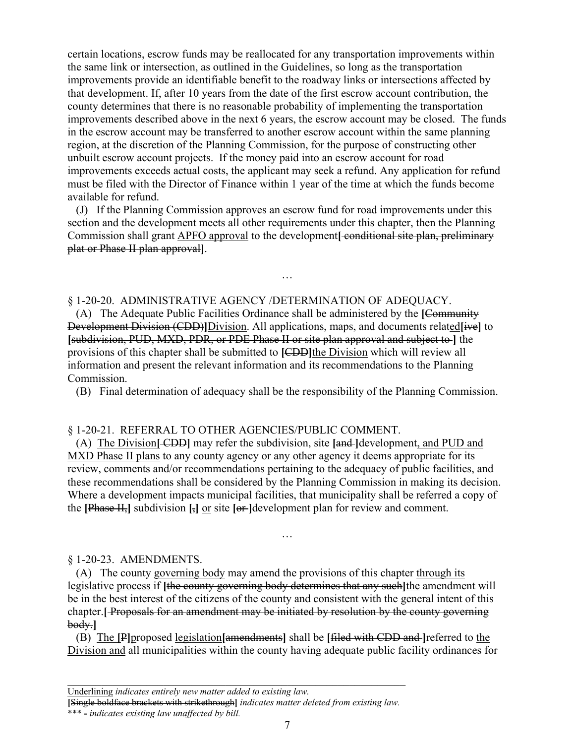certain locations, escrow funds may be reallocated for any transportation improvements within the same link or intersection, as outlined in the Guidelines, so long as the transportation improvements provide an identifiable benefit to the roadway links or intersections affected by that development. If, after 10 years from the date of the first escrow account contribution, the county determines that there is no reasonable probability of implementing the transportation improvements described above in the next 6 years, the escrow account may be closed. The funds in the escrow account may be transferred to another escrow account within the same planning region, at the discretion of the Planning Commission, for the purpose of constructing other unbuilt escrow account projects. If the money paid into an escrow account for road improvements exceeds actual costs, the applicant may seek a refund. Any application for refund must be filed with the Director of Finance within 1 year of the time at which the funds become available for refund.

(J) If the Planning Commission approves an escrow fund for road improvements under this section and the development meets all other requirements under this chapter, then the Planning Commission shall grant <u>APFO approval</u> to the development**[**~~ conditional site plan, preliminary plat or Phase II plan approval~~**]**.

…

§ 1-20-20. ADMINISTRATIVE AGENCY /DETERMINATION OF ADEQUACY.

(A) The Adequate Public Facilities Ordinance shall be administered by the **[**~~Community Development Division (CDD)~~**]**<u>Division</u>. All applications, maps, and documents relat<u>ed</u>**[**~~ive~~**]** to **[**~~subdivision, PUD, MXD, PDR, or PDE Phase II or site plan approval and subject to~~ **]** the provisions of this chapter shall be submitted to **[**~~CDD~~**]**<u>the Division</u> which will review all information and present the relevant information and its recommendations to the Planning Commission.

(B) Final determination of adequacy shall be the responsibility of the Planning Commission.

§ 1-20-21. REFERRAL TO OTHER AGENCIES/PUBLIC COMMENT.

(A) <u>The Division</u>**[**~~ CDD~~**]** may refer the subdivision, site **[**~~and~~ **]**development<u>, and PUD and MXD Phase II plans</u> to any county agency or any other agency it deems appropriate for its review, comments and/or recommendations pertaining to the adequacy of public facilities, and these recommendations shall be considered by the Planning Commission in making its decision. Where a development impacts municipal facilities, that municipality shall be referred a copy of the **[**~~Phase II,~~**]** subdivision **[**~~,~~**]** <u>or</u> site **[**~~or~~ **]**development plan for review and comment.

…

§ 1-20-23. AMENDMENTS.

(A) The county <u>governing body</u> may amend the provisions of this chapter <u>through its legislative process</u> if **[**~~the county governing body determines that any such~~**]**<u>the</u> amendment will be in the best interest of the citizens of the county and consistent with the general intent of this chapter.**[**~~ Proposals for an amendment may be initiated by resolution by the county governing body.~~**]**

(B) <u>The</u> **[**~~P~~**]**<u>p</u>roposed <u>legislation</u>**[**~~amendments~~**]** shall be **[**~~filed with CDD and~~ **]**referred to <u>the Division and</u> all municipalities within the county having adequate public facility ordinances for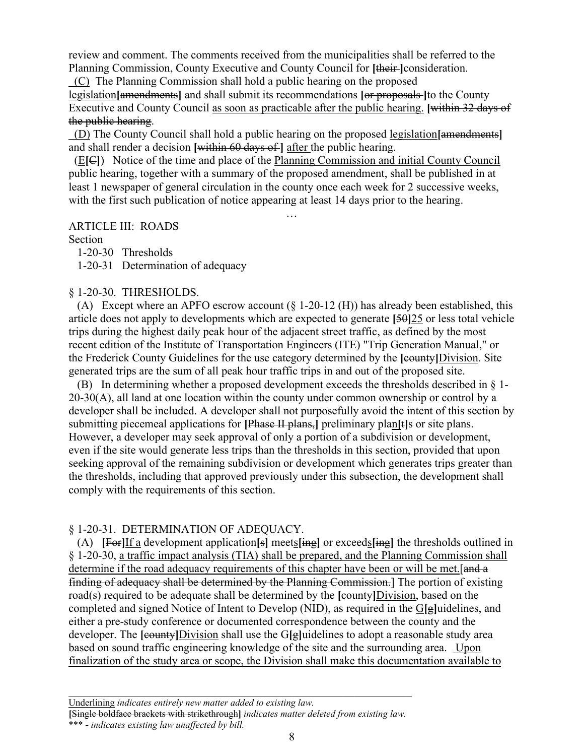review and comment. The comments received from the municipalities shall be referred to the Planning Commission, County Executive and County Council for [~~their~~ ]consideration.

(C) The Planning Commission shall hold a public hearing on the proposed legislation[~~amendments~~] and shall submit its recommendations [~~or proposals~~ ]to the County Executive and County Council as soon as practicable after the public hearing. [~~within 32 days of the public hearing~~.

(D) The County Council shall hold a public hearing on the proposed legislation[~~amendments~~] and shall render a decision [~~within 60 days of~~ ] after the public hearing.

(E[~~C~~]) Notice of the time and place of the Planning Commission and initial County Council public hearing, together with a summary of the proposed amendment, shall be published in at least 1 newspaper of general circulation in the county once each week for 2 successive weeks, with the first such publication of notice appearing at least 14 days prior to the hearing.

…

ARTICLE III: ROADS

Section

1-20-30 Thresholds

1-20-31 Determination of adequacy

§ 1-20-30. THRESHOLDS.

(A) Except where an APFO escrow account (§ 1-20-12 (H)) has already been established, this article does not apply to developments which are expected to generate [~~50~~]25 or less total vehicle trips during the highest daily peak hour of the adjacent street traffic, as defined by the most recent edition of the Institute of Transportation Engineers (ITE) "Trip Generation Manual," or the Frederick County Guidelines for the use category determined by the [~~county~~]Division. Site generated trips are the sum of all peak hour traffic trips in and out of the proposed site.

(B) In determining whether a proposed development exceeds the thresholds described in § 1-20-30(A), all land at one location within the county under common ownership or control by a developer shall be included. A developer shall not purposefully avoid the intent of this section by submitting piecemeal applications for [~~Phase II plans,~~] preliminary plan[~~t~~]s or site plans. However, a developer may seek approval of only a portion of a subdivision or development, even if the site would generate less trips than the thresholds in this section, provided that upon seeking approval of the remaining subdivision or development which generates trips greater than the thresholds, including that approved previously under this subsection, the development shall comply with the requirements of this section.

§ 1-20-31. DETERMINATION OF ADEQUACY.

(A) [~~For~~]If a development application[~~s~~] meets[~~ing~~] or exceeds[~~ing~~] the thresholds outlined in § 1-20-30, a traffic impact analysis (TIA) shall be prepared, and the Planning Commission shall determine if the road adequacy requirements of this chapter have been or will be met.[~~and a finding of adequacy shall be determined by the Planning Commission.~~] The portion of existing road(s) required to be adequate shall be determined by the [~~county~~]Division, based on the completed and signed Notice of Intent to Develop (NID), as required in the G[~~g~~]uidelines, and either a pre-study conference or documented correspondence between the county and the developer. The [~~county~~]Division shall use the G[~~g~~]uidelines to adopt a reasonable study area based on sound traffic engineering knowledge of the site and the surrounding area. Upon finalization of the study area or scope, the Division shall make this documentation available to

---

Underlining *indicates entirely new matter added to existing law.*

[~~Single boldface brackets with strikethrough~~] *indicates matter deleted from existing law.*

\*\*\* - *indicates existing law unaffected by bill.*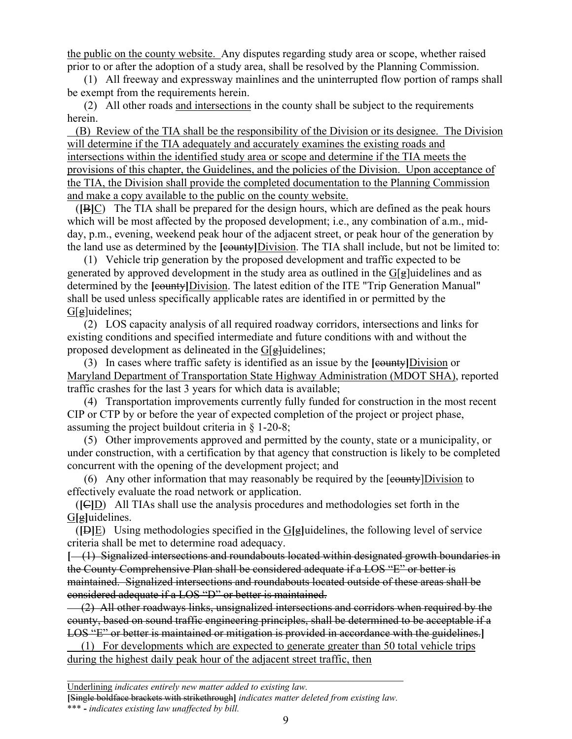<u>the public on the county website.</u> Any disputes regarding study area or scope, whether raised prior to or after the adoption of a study area, shall be resolved by the Planning Commission.

(1) All freeway and expressway mainlines and the uninterrupted flow portion of ramps shall be exempt from the requirements herein.

(2) All other roads <u>and intersections</u> in the county shall be subject to the requirements herein.

<u>(B) Review of the TIA shall be the responsibility of the Division or its designee. The Division will determine if the TIA adequately and accurately examines the existing roads and intersections within the identified study area or scope and determine if the TIA meets the provisions of this chapter, the Guidelines, and the policies of the Division. Upon acceptance of the TIA, the Division shall provide the completed documentation to the Planning Commission and make a copy available to the public on the county website.</u>

(**[**~~B~~**]**<u>C</u>) The TIA shall be prepared for the design hours, which are defined as the peak hours which will be most affected by the proposed development; i.e., any combination of a.m., mid-day, p.m., evening, weekend peak hour of the adjacent street, or peak hour of the generation by the land use as determined by the **[**~~county~~**]**<u>Division</u>. The TIA shall include, but not be limited to:

(1) Vehicle trip generation by the proposed development and traffic expected to be generated by approved development in the study area as outlined in the <u>G</u>[~~g~~]uidelines and as determined by the **[**~~county~~**]**<u>Division</u>. The latest edition of the ITE "Trip Generation Manual" shall be used unless specifically applicable rates are identified in or permitted by the <u>G</u>[~~g~~]uidelines;

(2) LOS capacity analysis of all required roadway corridors, intersections and links for existing conditions and specified intermediate and future conditions with and without the proposed development as delineated in the <u>G</u>[~~g~~]uidelines;

(3) In cases where traffic safety is identified as an issue by the **[**~~county~~**]**<u>Division</u> or <u>Maryland Department of Transportation State Highway Administration (MDOT SHA)</u>, reported traffic crashes for the last 3 years for which data is available;

(4) Transportation improvements currently fully funded for construction in the most recent CIP or CTP by or before the year of expected completion of the project or project phase, assuming the project buildout criteria in § 1-20-8;

(5) Other improvements approved and permitted by the county, state or a municipality, or under construction, with a certification by that agency that construction is likely to be completed concurrent with the opening of the development project; and

(6) Any other information that may reasonably be required by the [~~county~~]<u>Division</u> to effectively evaluate the road network or application.

(**[**~~C~~**]**<u>D</u>) All TIAs shall use the analysis procedures and methodologies set forth in the <u>G</u>**[**~~g~~**]**uidelines.

(**[**~~D~~**]**<u>E</u>) Using methodologies specified in the <u>G</u>**[**~~g~~**]**uidelines, the following level of service criteria shall be met to determine road adequacy.

**[** ~~(1) Signalized intersections and roundabouts located within designated growth boundaries in the County Comprehensive Plan shall be considered adequate if a LOS "E" or better is maintained. Signalized intersections and roundabouts located outside of these areas shall be considered adequate if a LOS "D" or better is maintained.~~

~~(2) All other roadways links, unsignalized intersections and corridors when required by the county, based on sound traffic engineering principles, shall be determined to be acceptable if a LOS "E" or better is maintained or mitigation is provided in accordance with the guidelines.~~**]**

<u>(1) For developments which are expected to generate greater than 50 total vehicle trips during the highest daily peak hour of the adjacent street traffic, then</u>

---

<u>Underlining</u> *indicates entirely new matter added to existing law.*
**[**~~Single boldface brackets with strikethrough~~**]** *indicates matter deleted from existing law.*
\*\*\* - *indicates existing law unaffected by bill.*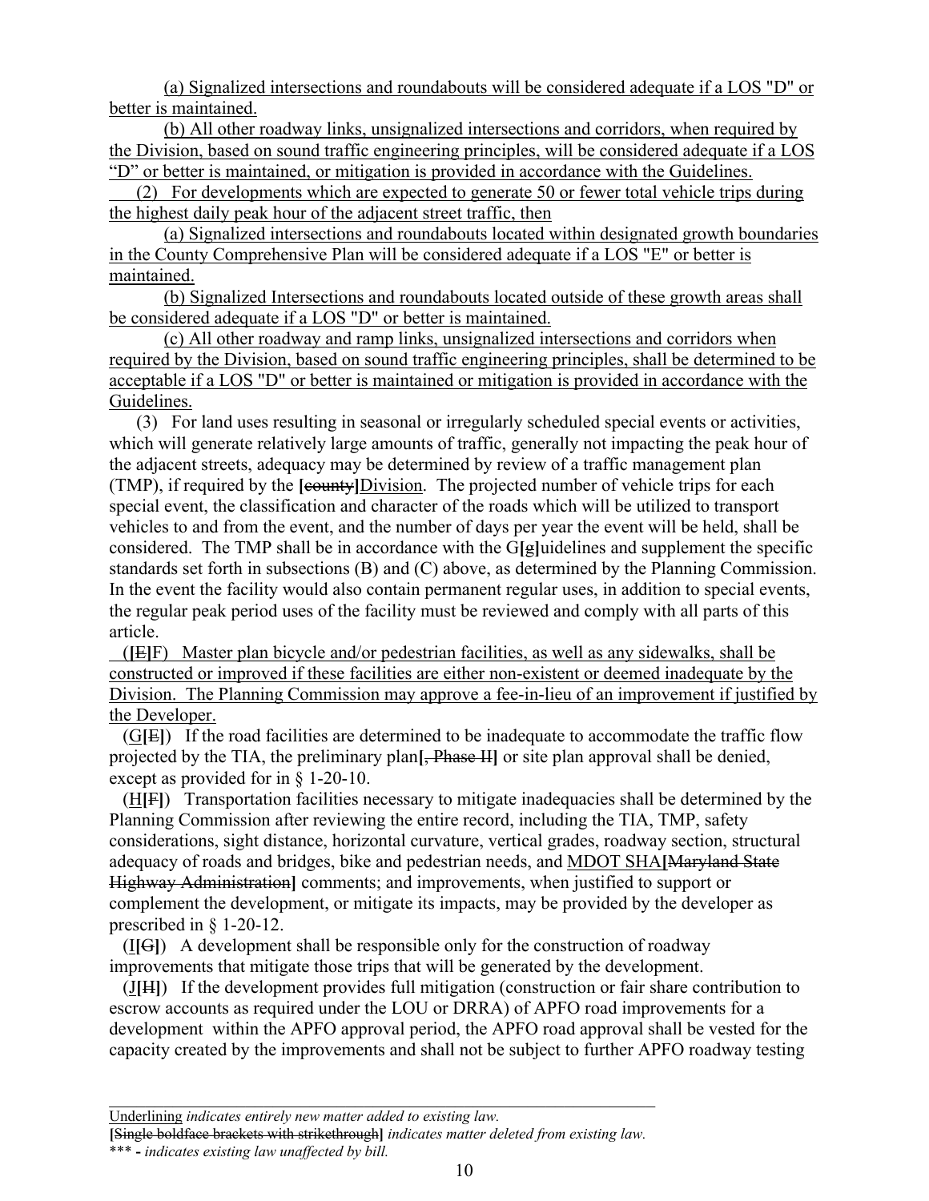(a) Signalized intersections and roundabouts will be considered adequate if a LOS "D" or better is maintained.

(b) All other roadway links, unsignalized intersections and corridors, when required by the Division, based on sound traffic engineering principles, will be considered adequate if a LOS “D” or better is maintained, or mitigation is provided in accordance with the Guidelines.

(2) For developments which are expected to generate 50 or fewer total vehicle trips during the highest daily peak hour of the adjacent street traffic, then

(a) Signalized intersections and roundabouts located within designated growth boundaries in the County Comprehensive Plan will be considered adequate if a LOS "E" or better is maintained.

(b) Signalized Intersections and roundabouts located outside of these growth areas shall be considered adequate if a LOS "D" or better is maintained.

(c) All other roadway and ramp links, unsignalized intersections and corridors when required by the Division, based on sound traffic engineering principles, shall be determined to be acceptable if a LOS "D" or better is maintained or mitigation is provided in accordance with the Guidelines.

(3) For land uses resulting in seasonal or irregularly scheduled special events or activities, which will generate relatively large amounts of traffic, generally not impacting the peak hour of the adjacent streets, adequacy may be determined by review of a traffic management plan (TMP), if required by the **[**~~county~~**]**Division. The projected number of vehicle trips for each special event, the classification and character of the roads which will be utilized to transport vehicles to and from the event, and the number of days per year the event will be held, shall be considered. The TMP shall be in accordance with the G**[**~~g~~**]**uidelines and supplement the specific standards set forth in subsections (B) and (C) above, as determined by the Planning Commission. In the event the facility would also contain permanent regular uses, in addition to special events, the regular peak period uses of the facility must be reviewed and comply with all parts of this article.

(**[**~~E~~**]**F) Master plan bicycle and/or pedestrian facilities, as well as any sidewalks, shall be constructed or improved if these facilities are either non-existent or deemed inadequate by the Division. The Planning Commission may approve a fee-in-lieu of an improvement if justified by the Developer.

(G**[**~~E~~**]**) If the road facilities are determined to be inadequate to accommodate the traffic flow projected by the TIA, the preliminary plan**[**~~, Phase II~~**]** or site plan approval shall be denied, except as provided for in § 1-20-10.

(H**[**~~F~~**]**) Transportation facilities necessary to mitigate inadequacies shall be determined by the Planning Commission after reviewing the entire record, including the TIA, TMP, safety considerations, sight distance, horizontal curvature, vertical grades, roadway section, structural adequacy of roads and bridges, bike and pedestrian needs, and MDOT SHA**[**~~Maryland State Highway Administration~~**]** comments; and improvements, when justified to support or complement the development, or mitigate its impacts, may be provided by the developer as prescribed in § 1-20-12.

(I**[**~~G~~**]**) A development shall be responsible only for the construction of roadway improvements that mitigate those trips that will be generated by the development.

(J**[**~~H~~**]**) If the development provides full mitigation (construction or fair share contribution to escrow accounts as required under the LOU or DRRA) of APFO road improvements for a development within the APFO approval period, the APFO road approval shall be vested for the capacity created by the improvements and shall not be subject to further APFO roadway testing

---

Underlining *indicates entirely new matter added to existing law.*

**[**~~Single boldface brackets with strikethrough~~**]** *indicates matter deleted from existing law.*

\*\*\* - *indicates existing law unaffected by bill.*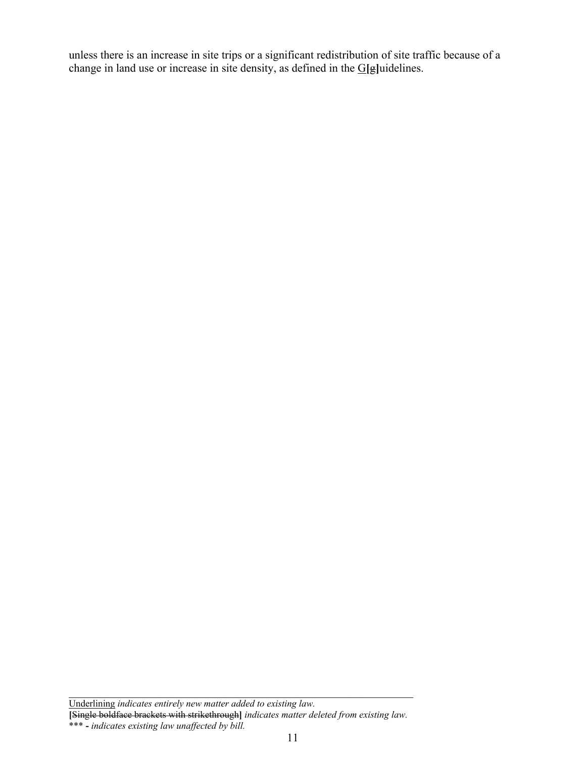unless there is an increase in site trips or a significant redistribution of site traffic because of a change in land use or increase in site density, as defined in the <u>G</u>[~~g~~]uidelines.

<u>Underlining</u> *indicates entirely new matter added to existing law.*
**[**~~Single boldface brackets with strikethrough~~**]** *indicates matter deleted from existing law.*
\*\*\* **-** *indicates existing law unaffected by bill.*